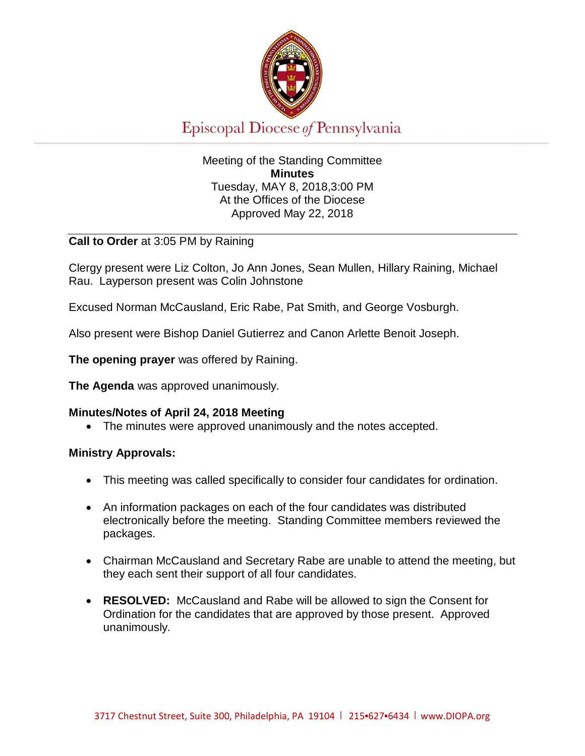Episcopal Diocese of Pennsylvania

Meeting of the Standing Committee
**Minutes**
Tuesday, MAY 8, 2018,3:00 PM
At the Offices of the Diocese
Approved May 22, 2018

**Call to Order** at 3:05 PM by Raining

Clergy present were Liz Colton, Jo Ann Jones, Sean Mullen, Hillary Raining, Michael Rau. Layperson present was Colin Johnstone

Excused Norman McCausland, Eric Rabe, Pat Smith, and George Vosburgh.

Also present were Bishop Daniel Gutierrez and Canon Arlette Benoit Joseph.

**The opening prayer** was offered by Raining.

**The Agenda** was approved unanimously.

**Minutes/Notes of April 24, 2018 Meeting**

- The minutes were approved unanimously and the notes accepted.

**Ministry Approvals:**

- This meeting was called specifically to consider four candidates for ordination.
- An information packages on each of the four candidates was distributed electronically before the meeting. Standing Committee members reviewed the packages.
- Chairman McCausland and Secretary Rabe are unable to attend the meeting, but they each sent their support of all four candidates.
- **RESOLVED:** McCausland and Rabe will be allowed to sign the Consent for Ordination for the candidates that are approved by those present. Approved unanimously.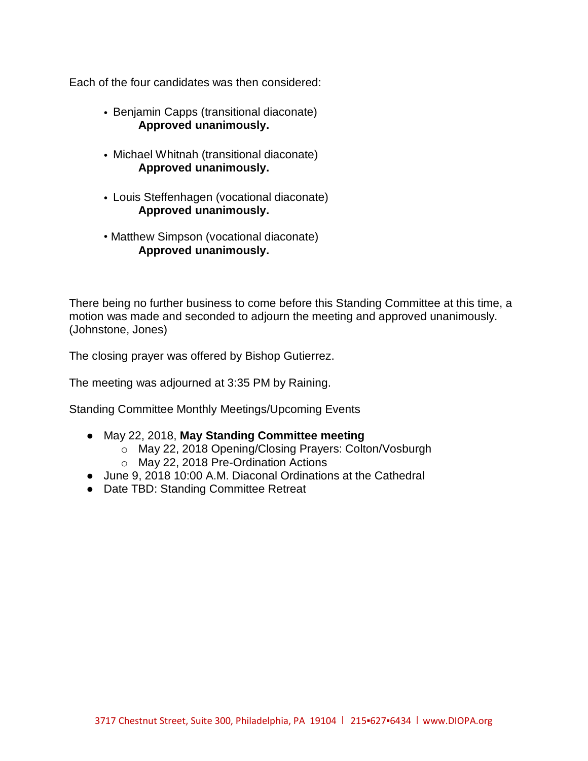Each of the four candidates was then considered:

- Benjamin Capps (transitional diaconate)
  **Approved unanimously.**

- Michael Whitnah (transitional diaconate)
  **Approved unanimously.**

- Louis Steffenhagen (vocational diaconate)
  **Approved unanimously.**

- Matthew Simpson (vocational diaconate)
  **Approved unanimously.**

There being no further business to come before this Standing Committee at this time, a motion was made and seconded to adjourn the meeting and approved unanimously. (Johnstone, Jones)

The closing prayer was offered by Bishop Gutierrez.

The meeting was adjourned at 3:35 PM by Raining.

Standing Committee Monthly Meetings/Upcoming Events

- May 22, 2018, **May Standing Committee meeting**
  - May 22, 2018 Opening/Closing Prayers: Colton/Vosburgh
  - May 22, 2018 Pre-Ordination Actions
- June 9, 2018 10:00 A.M. Diaconal Ordinations at the Cathedral
- Date TBD: Standing Committee Retreat